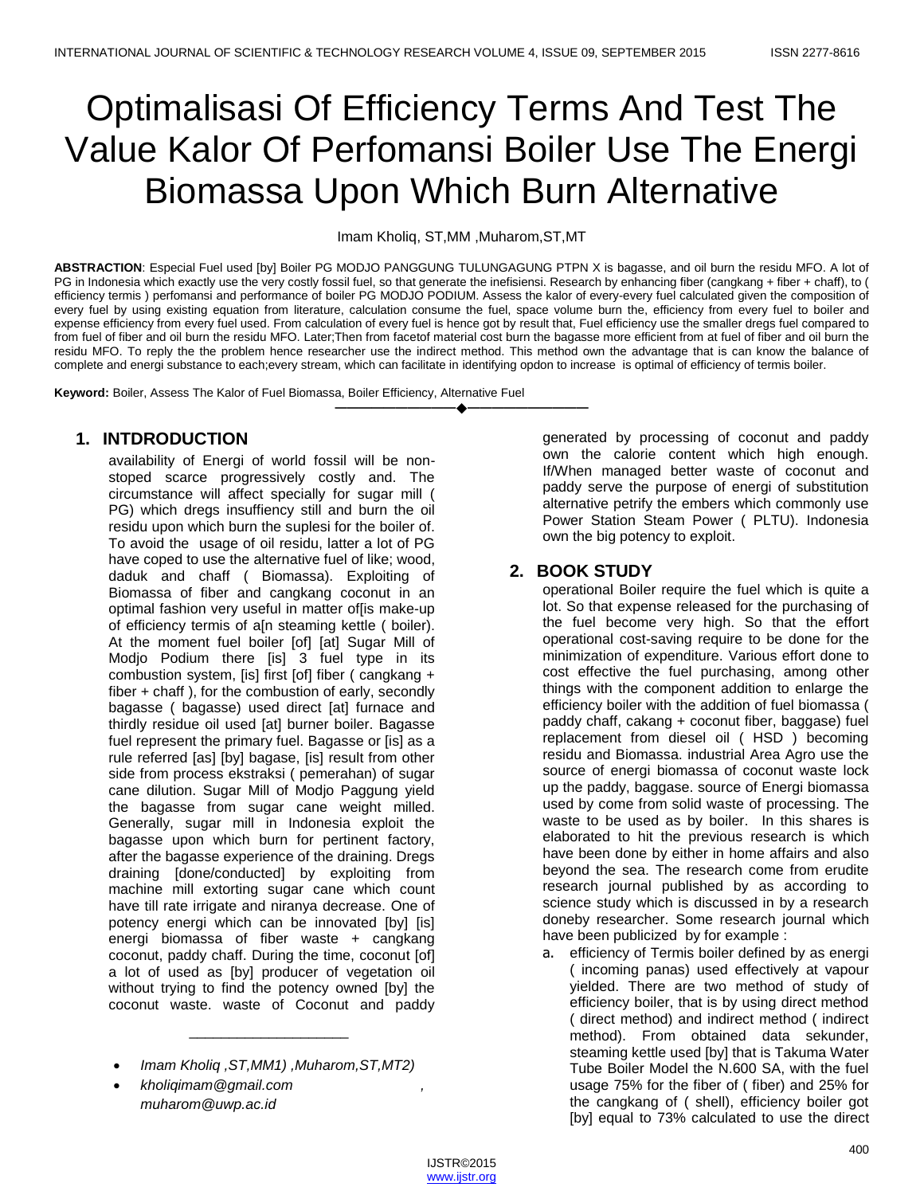# Optimalisasi Of Efficiency Terms And Test The Value Kalor Of Perfomansi Boiler Use The Energi Biomassa Upon Which Burn Alternative

Imam Kholiq, ST,MM ,Muharom,ST,MT

**ABSTRACTION**: Especial Fuel used [by] Boiler PG MODJO PANGGUNG TULUNGAGUNG PTPN X is bagasse, and oil burn the residu MFO. A lot of PG in Indonesia which exactly use the very costly fossil fuel, so that generate the inefisiensi. Research by enhancing fiber (cangkang + fiber + chaff), to ( efficiency termis ) perfomansi and performance of boiler PG MODJO PODIUM. Assess the kalor of every-every fuel calculated given the composition of every fuel by using existing equation from literature, calculation consume the fuel, space volume burn the, efficiency from every fuel to boiler and expense efficiency from every fuel used. From calculation of every fuel is hence got by result that, Fuel efficiency use the smaller dregs fuel compared to from fuel of fiber and oil burn the residu MFO. Later;Then from facetof material cost burn the bagasse more efficient from at fuel of fiber and oil burn the residu MFO. To reply the the problem hence researcher use the indirect method. This method own the advantage that is can know the balance of complete and energi substance to each;every stream, which can facilitate in identifying opdon to increase is optimal of efficiency of termis boiler.

**Keyword:** Boiler, Assess The Kalor of Fuel Biomassa, Boiler Efficiency, Alternative Fuel

## 1. INTDRODUCTION

availability of Energi of world fossil will be non-stoped scarce progressively costly and. The circumstance will affect specially for sugar mill ( PG) which dregs insuffiency still and burn the oil residu upon which burn the suplesi for the boiler of. To avoid the usage of oil residu, latter a lot of PG have coped to use the alternative fuel of like; wood, daduk and chaff ( Biomassa). Exploiting of Biomassa of fiber and cangkang coconut in an optimal fashion very useful in matter of[is make-up of efficiency termis of a[n steaming kettle ( boiler). At the moment fuel boiler [of] [at] Sugar Mill of Modjo Podium there [is] 3 fuel type in its combustion system, [is] first [of] fiber ( cangkang + fiber + chaff ), for the combustion of early, secondly bagasse ( bagasse) used direct [at] furnace and thirdly residue oil used [at] burner boiler. Bagasse fuel represent the primary fuel. Bagasse or [is] as a rule referred [as] [by] bagase, [is] result from other side from process ekstraksi ( pemerahan) of sugar cane dilution. Sugar Mill of Modjo Paggung yield the bagasse from sugar cane weight milled. Generally, sugar mill in Indonesia exploit the bagasse upon which burn for pertinent factory, after the bagasse experience of the draining. Dregs draining [done/conducted] by exploiting from machine mill extorting sugar cane which count have till rate irrigate and niranya decrease. One of potency energi which can be innovated [by] [is] energi biomassa of fiber waste + cangkang coconut, paddy chaff. During the time, coconut [of] a lot of used as [by] producer of vegetation oil without trying to find the potency owned [by] the coconut waste. waste of Coconut and paddy generated by processing of coconut and paddy own the calorie content which high enough. If/When managed better waste of coconut and paddy serve the purpose of energi of substitution alternative petrify the embers which commonly use Power Station Steam Power ( PLTU). Indonesia own the big potency to exploit.

---

- *Imam Kholiq ,ST,MM1) ,Muharom,ST,MT2)*
- *kholiqimam@gmail.com , muharom@uwp.ac.id*

## 2. BOOK STUDY

operational Boiler require the fuel which is quite a lot. So that expense released for the purchasing of the fuel become very high. So that the effort operational cost-saving require to be done for the minimization of expenditure. Various effort done to cost effective the fuel purchasing, among other things with the component addition to enlarge the efficiency boiler with the addition of fuel biomassa ( paddy chaff, cakang + coconut fiber, baggase) fuel replacement from diesel oil ( HSD ) becoming residu and Biomassa. industrial Area Agro use the source of energi biomassa of coconut waste lock up the paddy, baggase. source of Energi biomassa used by come from solid waste of processing. The waste to be used as by boiler. In this shares is elaborated to hit the previous research is which have been done by either in home affairs and also beyond the sea. The research come from erudite research journal published by as according to science study which is discussed in by a research doneby researcher. Some research journal which have been publicized by for example :

a. efficiency of Termis boiler defined by as energi ( incoming panas) used effectively at vapour yielded. There are two method of study of efficiency boiler, that is by using direct method ( direct method) and indirect method ( indirect method). From obtained data sekunder, steaming kettle used [by] that is Takuma Water Tube Boiler Model the N.600 SA, with the fuel usage 75% for the fiber of ( fiber) and 25% for the cangkang of ( shell), efficiency boiler got [by] equal to 73% calculated to use the direct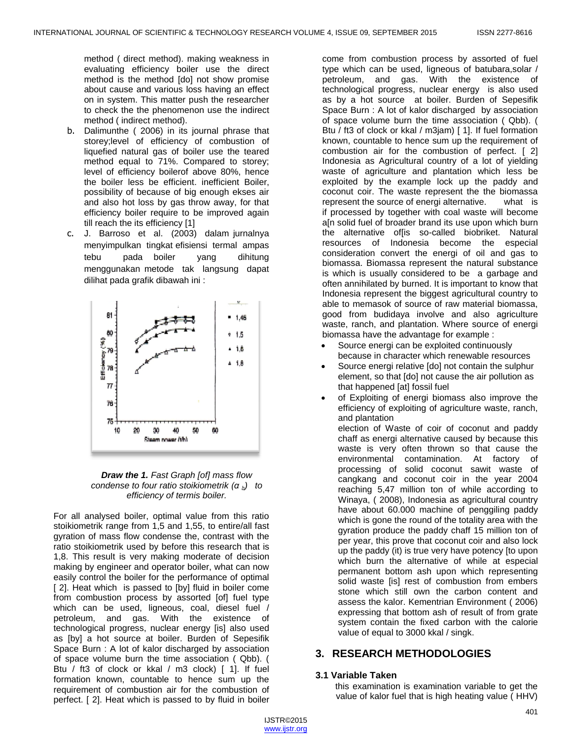method ( direct method). making weakness in evaluating efficiency boiler use the direct method is the method [do] not show promise about cause and various loss having an effect on in system. This matter push the researcher to check the the phenomenon use the indirect method ( indirect method).

b. Dalimunthe ( 2006) in its journal phrase that storey;level of efficiency of combustion of liquefied natural gas of boiler use the teared method equal to 71%. Compared to storey; level of efficiency boilerof above 80%, hence the boiler less be efficient. inefficient Boiler, possibility of because of big enough ekses air and also hot loss by gas throw away, for that efficiency boiler require to be improved again till reach the its efficiency [1]

c. J. Barroso et al. (2003) dalam jurnalnya menyimpulkan tingkat efisiensi termal ampas tebu pada boiler yang dihitung menggunakan metode tak langsung dapat dilihat pada grafik dibawah ini :

***Draw the 1.*** *Fast Graph [of] mass flow condense to four ratio stoikiometrik ($\alpha_b$) to efficiency of termis boiler.*

For all analysed boiler, optimal value from this ratio stoikiometrik range from 1,5 and 1,55, to entire/all fast gyration of mass flow condense the, contrast with the ratio stoikiometrik used by before this research that is 1,8. This result is very making moderate of decision making by engineer and operator boiler, what can now easily control the boiler for the performance of optimal [ 2]. Heat which is passed to [by] fluid in boiler come from combustion process by assorted [of] fuel type which can be used, ligneous, coal, diesel fuel / petroleum, and gas. With the existence of technological progress, nuclear energy [is] also used as [by] a hot source at boiler. Burden of Sepesifik Space Burn : A lot of kalor discharged by association of space volume burn the time association ( Qbb). ( Btu / ft3 of clock or kkal / m3 clock) [ 1]. If fuel formation known, countable to hence sum up the requirement of combustion air for the combustion of perfect. [ 2]. Heat which is passed to by fluid in boiler come from combustion process by assorted of fuel type which can be used, ligneous of batubara,solar / petroleum, and gas. With the existence of technological progress, nuclear energy is also used as by a hot source at boiler. Burden of Sepesifik Space Burn : A lot of kalor discharged by association of space volume burn the time association ( Qbb). ( Btu / ft3 of clock or kkal / m3jam) [ 1]. If fuel formation known, countable to hence sum up the requirement of combustion air for the combustion of perfect. [ 2] Indonesia as Agricultural country of a lot of yielding waste of agriculture and plantation which less be exploited by the example lock up the paddy and coconut coir. The waste represent the the biomassa represent the source of energi alternative. what is if processed by together with coal waste will become a[n solid fuel of broader brand its use upon which burn the alternative of[is so-called biobriket. Natural resources of Indonesia become the especial consideration convert the energi of oil and gas to biomassa. Biomassa represent the natural substance is which is usually considered to be a garbage and often annihilated by burned. It is important to know that Indonesia represent the biggest agricultural country to able to memasok of source of raw material biomassa, good from budidaya involve and also agriculture waste, ranch, and plantation. Where source of energi biomassa have the advantage for example :

- Source energi can be exploited continuously because in character which renewable resources
- Source energi relative [do] not contain the sulphur element, so that [do] not cause the air pollution as that happened [at] fossil fuel
- of Exploiting of energi biomass also improve the efficiency of exploiting of agriculture waste, ranch, and plantation

  election of Waste of coir of coconut and paddy chaff as energi alternative caused by because this waste is very often thrown so that cause the environmental contamination. At factory of processing of solid coconut sawit waste of cangkang and coconut coir in the year 2004 reaching 5,47 million ton of while according to Winaya, ( 2008), Indonesia as agricultural country have about 60.000 machine of penggiling paddy which is gone the round of the totality area with the gyration produce the paddy chaff 15 million ton of per year, this prove that coconut coir and also lock up the paddy (it) is true very have potency [to upon which burn the alternative of while at especial permanent bottom ash upon which representing solid waste [is] rest of combustion from embers stone which still own the carbon content and assess the kalor. Kementrian Environment ( 2006) expressing that bottom ash of result of from grate system contain the fixed carbon with the calorie value of equal to 3000 kkal / singk.

## 3. RESEARCH METHODOLOGIES

### 3.1 Variable Taken

this examination is examination variable to get the value of kalor fuel that is high heating value ( HHV)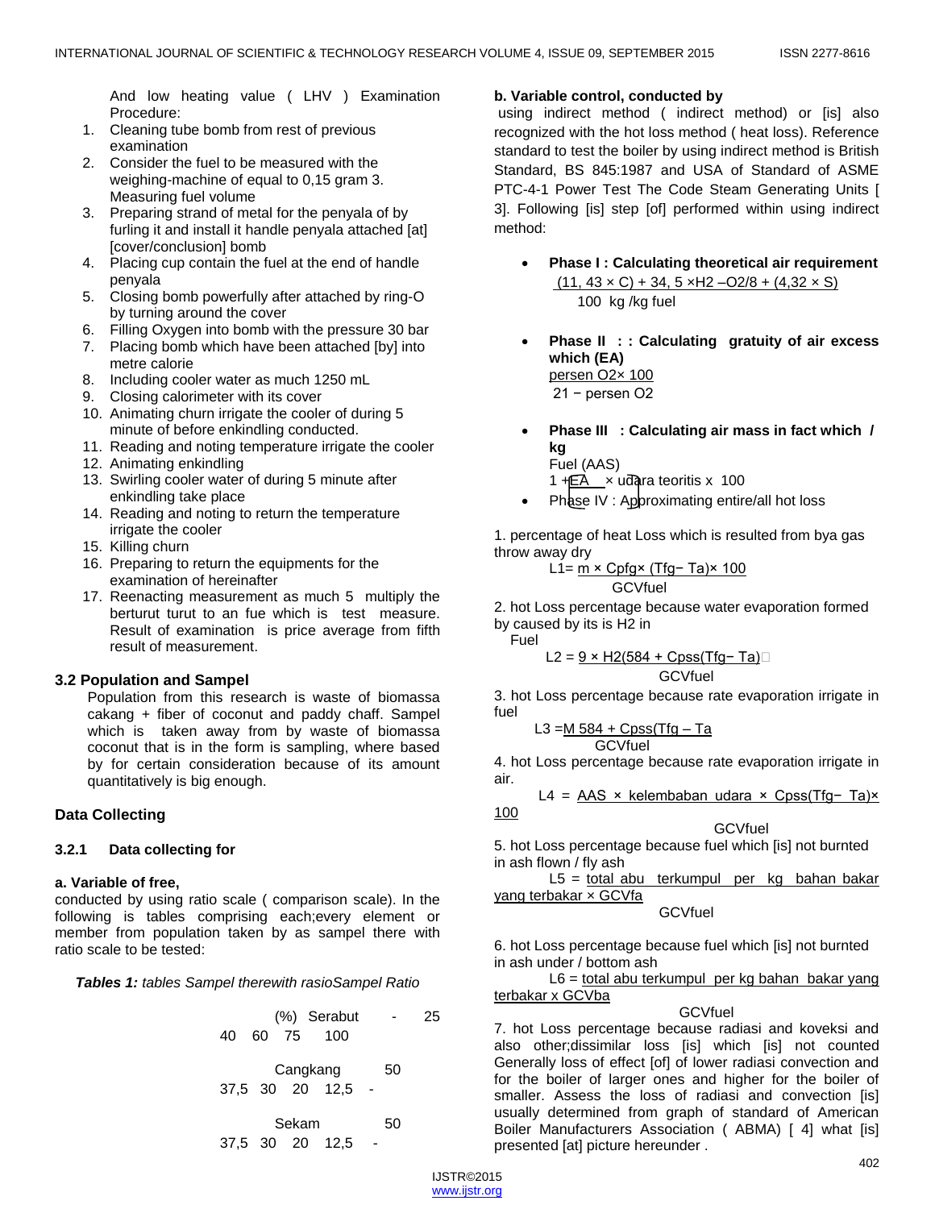And low heating value ( LHV ) Examination Procedure:

1. Cleaning tube bomb from rest of previous examination
2. Consider the fuel to be measured with the weighing-machine of equal to 0,15 gram 3. Measuring fuel volume
3. Preparing strand of metal for the penyala of by furling it and install it handle penyala attached [at] [cover/conclusion] bomb
4. Placing cup contain the fuel at the end of handle penyala
5. Closing bomb powerfully after attached by ring-O by turning around the cover
6. Filling Oxygen into bomb with the pressure 30 bar
7. Placing bomb which have been attached [by] into metre calorie
8. Including cooler water as much 1250 mL
9. Closing calorimeter with its cover
10. Animating churn irrigate the cooler of during 5 minute of before enkindling conducted.
11. Reading and noting temperature irrigate the cooler
12. Animating enkindling
13. Swirling cooler water of during 5 minute after enkindling take place
14. Reading and noting to return the temperature irrigate the cooler
15. Killing churn
16. Preparing to return the equipments for the examination of hereinafter
17. Reenacting measurement as much 5 multiply the berturut turut to an fue which is test measure. Result of examination is price average from fifth result of measurement.

### 3.2 Population and Sampel

Population from this research is waste of biomassa cakang + fiber of coconut and paddy chaff. Sampel which is taken away from by waste of biomassa coconut that is in the form is sampling, where based by for certain consideration because of its amount quantitatively is big enough.

### Data Collecting

#### 3.2.1 Data collecting for

**a. Variable of free,**

conducted by using ratio scale ( comparison scale). In the following is tables comprising each;every element or member from population taken by as sampel there with ratio scale to be tested:

***Tables 1:*** *tables Sampel therewith rasioSampel Ratio*

| (%) | | | | | |
|---|---|---|---|---|---|
| Serabut | - | 25 | 40 | 60 | 75 | 100 |
| Cangkang | 50 | 37,5 | 30 | 20 | 12,5 | - |
| Sekam | 50 | 37,5 | 30 | 20 | 12,5 | - |

**b. Variable control, conducted by**

using indirect method ( indirect method) or [is] also recognized with the hot loss method ( heat loss). Reference standard to test the boiler by using indirect method is British Standard, BS 845:1987 and USA of Standard of ASME PTC-4-1 Power Test The Code Steam Generating Units [ 3]. Following [is] step [of] performed within using indirect method:

- **Phase I : Calculating theoretical air requirement**

$$\frac{(11,43 \times C) + 34,5 \times H_2 - O_2/8 + (4,32 \times S)}{100} \text{ kg /kg fuel}$$

- **Phase II : : Calculating gratuity of air excess which (EA)**

$$\frac{\text{persen } O_2 \times 100}{21 - \text{persen } O_2}$$

- **Phase III : Calculating air mass in fact which / kg**

Fuel (AAS)

$$1 + \frac{EA}{100} \times \text{udara teoritis} \times 100$$

- Phase IV : Approximating entire/all hot loss

1. percentage of heat Loss which is resulted from bya gas throw away dry

$$L1 = \frac{m \times Cpfg \times (Tfg - Ta) \times 100}{GCVfuel}$$

2. hot Loss percentage because water evaporation formed by caused by its is $H_2$ in Fuel

$$L2 = \frac{9 \times H_2(584 + Cpss(Tfg - Ta)}{GCVfuel}$$

3. hot Loss percentage because rate evaporation irrigate in fuel

$$L3 = \frac{M\ 584 + Cpss(Tfg - Ta}{GCVfuel}$$

4. hot Loss percentage because rate evaporation irrigate in air.

$$L4 = \frac{AAS \times \text{kelembaban udara} \times Cpss(Tfg - Ta) \times 100}{GCVfuel}$$

5. hot Loss percentage because fuel which [is] not burnted in ash flown / fly ash

$$L5 = \frac{\text{total abu terkumpul per kg bahan bakar yang terbakar} \times GCVfa}{GCVfuel}$$

6. hot Loss percentage because fuel which [is] not burnted in ash under / bottom ash

$$L6 = \frac{\text{total abu terkumpul per kg bahan bakar yang terbakar} \times GCVba}{GCVfuel}$$

7. hot Loss percentage because radiasi and koveksi and also other;dissimilar loss [is] which [is] not counted Generally loss of effect [of] of lower radiasi convection and for the boiler of larger ones and higher for the boiler of smaller. Assess the loss of radiasi and convection [is] usually determined from graph of standard of American Boiler Manufacturers Association ( ABMA) [ 4] what [is] presented [at] picture hereunder .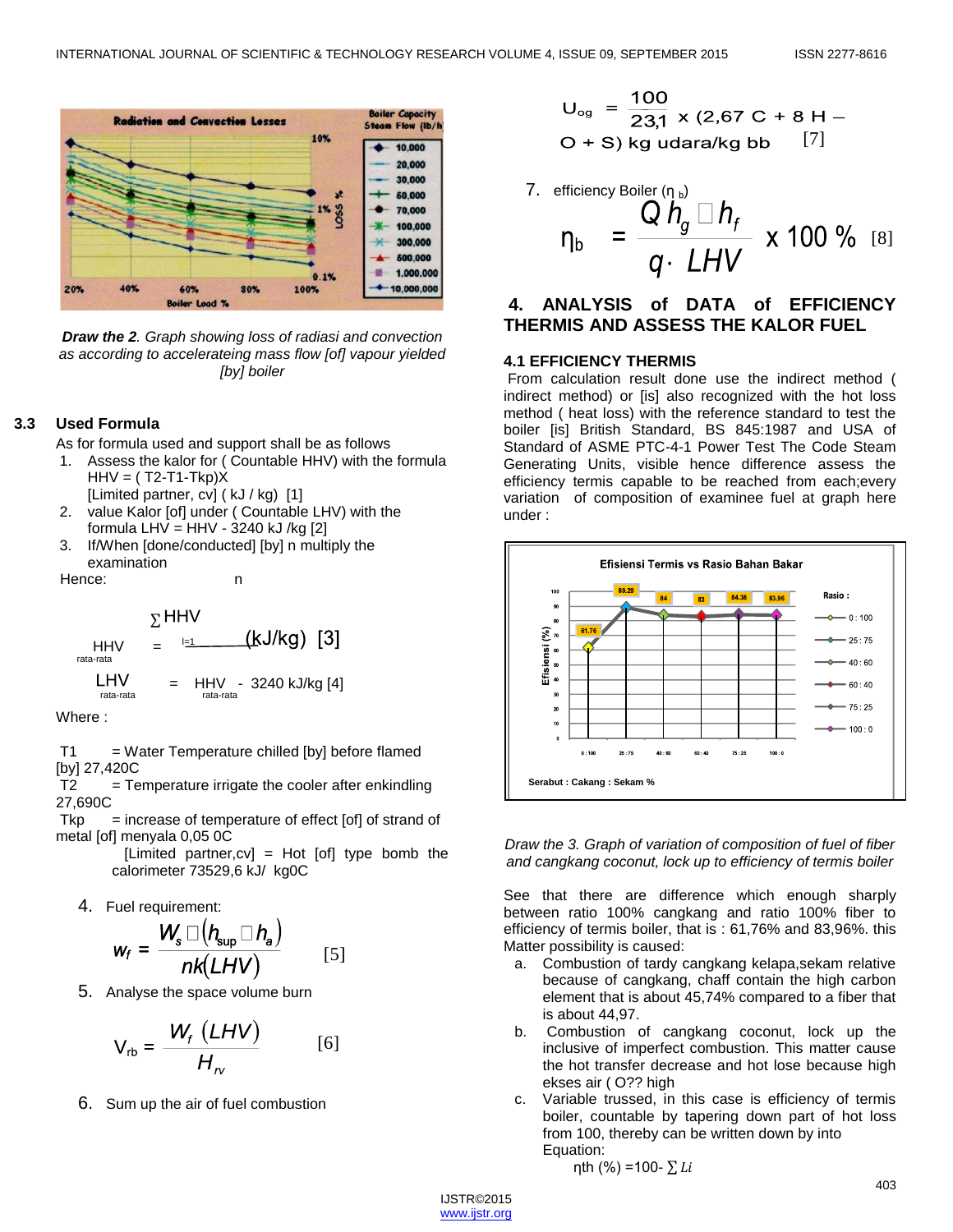*Draw the 2. Graph showing loss of radiasi and convection as according to accelerateing mass flow [of] vapour yielded [by] boiler*

### 3.3 Used Formula

As for formula used and support shall be as follows

1. Assess the kalor for ( Countable HHV) with the formula HHV = ( T2-T1-Tkp)X [Limited partner, cv] ( kJ / kg) [1]
2. value Kalor [of] under ( Countable LHV) with the formula LHV = HHV - 3240 kJ /kg [2]
3. If/When [done/conducted] [by] n multiply the examination

Hence:

$$HHV_{rata\text{-}rata} = \frac{\sum_{I=1}^{n} HHV}{} \ (kJ/kg) \quad [3]$$

$$LHV_{rata\text{-}rata} = HHV_{rata\text{-}rata} - 3240 \ kJ/kg \quad [4]$$

Where :

T1 = Water Temperature chilled [by] before flamed [by] 27,420C
T2 = Temperature irrigate the cooler after enkindling 27,690C
Tkp = increase of temperature of effect [of] of strand of metal [of] menyala 0,05 0C
[Limited partner,cv] = Hot [of] type bomb the calorimeter 73529,6 kJ/ kg0C

4. Fuel requirement:

$$w_f = \frac{W_s \left(h_{sup} - h_a\right)}{nk\left(LHV\right)} \quad [5]$$

5. Analyse the space volume burn

$$V_{rb} = \frac{W_f \ (LHV)}{H_{rv}} \quad [6]$$

6. Sum up the air of fuel combustion

$$U_{og} = \frac{100}{23{,}1} \times (2{,}67\ C + 8\ H - O + S) \text{ kg udara/kg bb} \quad [7]$$

7. efficiency Boiler ($\eta_b$)

$$\eta_b = \frac{Q\,h_g - h_f}{q \cdot LHV} \times 100\ \% \quad [8]$$

## 4. ANALYSIS of DATA of EFFICIENCY THERMIS AND ASSESS THE KALOR FUEL

### 4.1 EFFICIENCY THERMIS

From calculation result done use the indirect method ( indirect method) or [is] also recognized with the hot loss method ( heat loss) with the reference standard to test the boiler [is] British Standard, BS 845:1987 and USA of Standard of ASME PTC-4-1 Power Test The Code Steam Generating Units, visible hence difference assess the efficiency termis capable to be reached from each;every variation of composition of examinee fuel at graph here under :

*Draw the 3. Graph of variation of composition of fuel of fiber and cangkang coconut, lock up to efficiency of termis boiler*

See that there are difference which enough sharply between ratio 100% cangkang and ratio 100% fiber to efficiency of termis boiler, that is : 61,76% and 83,96%. this Matter possibility is caused:

a. Combustion of tardy cangkang kelapa,sekam relative because of cangkang, chaff contain the high carbon element that is about 45,74% compared to a fiber that is about 44,97.
b. Combustion of cangkang coconut, lock up the inclusive of imperfect combustion. This matter cause the hot transfer decrease and hot lose because high ekses air ( O?? high
c. Variable trussed, in this case is efficiency of termis boiler, countable by tapering down part of hot loss from 100, thereby can be written down by into Equation:

$$\eta th\ (\%) = 100 - \sum Li$$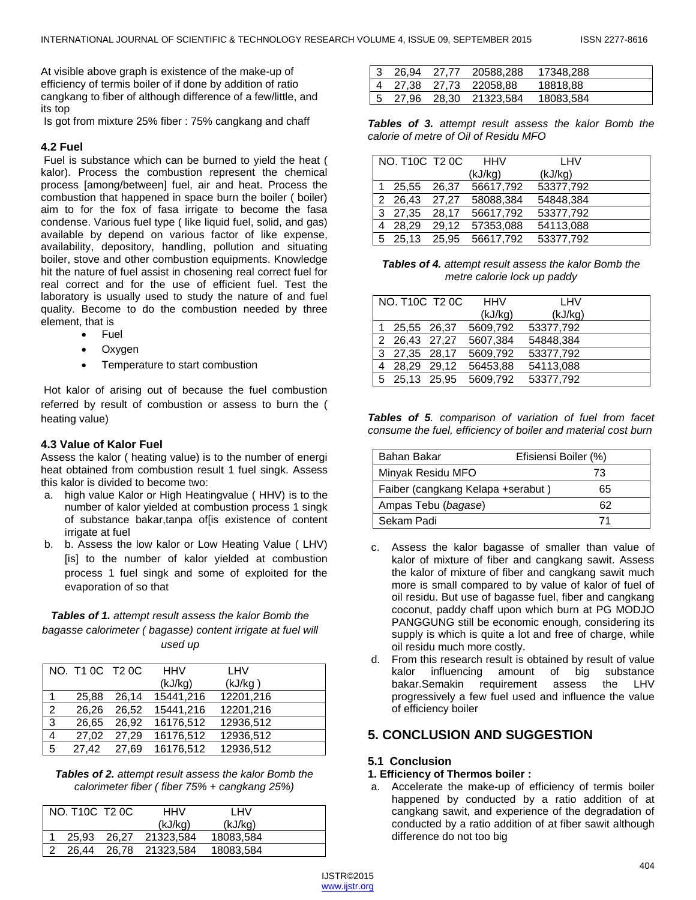At visible above graph is existence of the make-up of efficiency of termis boiler of if done by addition of ratio cangkang to fiber of although difference of a few/little, and its top

Is got from mixture 25% fiber : 75% cangkang and chaff

### 4.2 Fuel

Fuel is substance which can be burned to yield the heat ( kalor). Process the combustion represent the chemical process [among/between] fuel, air and heat. Process the combustion that happened in space burn the boiler ( boiler) aim to for the fox of fasa irrigate to become the fasa condense. Various fuel type ( like liquid fuel, solid, and gas) available by depend on various factor of like expense, availability, depository, handling, pollution and situating boiler, stove and other combustion equipments. Knowledge hit the nature of fuel assist in chosening real correct fuel for real correct and for the use of efficient fuel. Test the laboratory is usually used to study the nature of and fuel quality. Become to do the combustion needed by three element, that is

- Fuel
- Oxygen
- Temperature to start combustion

Hot kalor of arising out of because the fuel combustion referred by result of combustion or assess to burn the ( heating value)

### 4.3 Value of Kalor Fuel

Assess the kalor ( heating value) is to the number of energi heat obtained from combustion result 1 fuel singk. Assess this kalor is divided to become two:

a. high value Kalor or High Heatingvalue ( HHV) is to the number of kalor yielded at combustion process 1 singk of substance bakar,tanpa of[is existence of content irrigate at fuel
b. b. Assess the low kalor or Low Heating Value ( LHV) [is] to the number of kalor yielded at combustion process 1 fuel singk and some of exploited for the evaporation of so that

***Tables of 1.*** *attempt result assess the kalor Bomb the bagasse calorimeter ( bagasse) content irrigate at fuel will used up*

| NO. | T1 0C | T2 0C | HHV (kJ/kg) | LHV (kJ/kg ) |
|---|---|---|---|---|
| 1 | 25,88 | 26,14 | 15441,216 | 12201,216 |
| 2 | 26,26 | 26,52 | 15441,216 | 12201,216 |
| 3 | 26,65 | 26,92 | 16176,512 | 12936,512 |
| 4 | 27,02 | 27,29 | 16176,512 | 12936,512 |
| 5 | 27,42 | 27,69 | 16176,512 | 12936,512 |

***Tables of 2.*** *attempt result assess the kalor Bomb the calorimeter fiber ( fiber 75% + cangkang 25%)*

| NO. | T10C | T2 0C | HHV (kJ/kg) | LHV (kJ/kg) |
|---|---|---|---|---|
| 1 | 25,93 | 26,27 | 21323,584 | 18083,584 |
| 2 | 26,44 | 26,78 | 21323,584 | 18083,584 |
| 3 | 26,94 | 27,77 | 20588,288 | 17348,288 |
| 4 | 27,38 | 27,73 | 22058,88 | 18818,88 |
| 5 | 27,96 | 28,30 | 21323,584 | 18083,584 |

***Tables of 3.*** *attempt result assess the kalor Bomb the calorie of metre of Oil of Residu MFO*

| NO. | T10C | T2 0C | HHV (kJ/kg) | LHV (kJ/kg) |
|---|---|---|---|---|
| 1 | 25,55 | 26,37 | 56617,792 | 53377,792 |
| 2 | 26,43 | 27,27 | 58088,384 | 54848,384 |
| 3 | 27,35 | 28,17 | 56617,792 | 53377,792 |
| 4 | 28,29 | 29,12 | 57353,088 | 54113,088 |
| 5 | 25,13 | 25,95 | 56617,792 | 53377,792 |

***Tables of 4.*** *attempt result assess the kalor Bomb the metre calorie lock up paddy*

| NO. | T10C | T2 0C | HHV (kJ/kg) | LHV (kJ/kg) |
|---|---|---|---|---|
| 1 | 25,55 | 26,37 | 5609,792 | 53377,792 |
| 2 | 26,43 | 27,27 | 5607,384 | 54848,384 |
| 3 | 27,35 | 28,17 | 5609,792 | 53377,792 |
| 4 | 28,29 | 29,12 | 56453,88 | 54113,088 |
| 5 | 25,13 | 25,95 | 5609,792 | 53377,792 |

***Tables of 5****. comparison of variation of fuel from facet consume the fuel, efficiency of boiler and material cost burn*

| Bahan Bakar | Efisiensi Boiler (%) |
|---|---|
| Minyak Residu MFO | 73 |
| Faiber (cangkang Kelapa +serabut ) | 65 |
| Ampas Tebu (*bagase*) | 62 |
| Sekam Padi | 71 |

c. Assess the kalor bagasse of smaller than value of kalor of mixture of fiber and cangkang sawit. Assess the kalor of mixture of fiber and cangkang sawit much more is small compared to by value of kalor of fuel of oil residu. But use of bagasse fuel, fiber and cangkang coconut, paddy chaff upon which burn at PG MODJO PANGGUNG still be economic enough, considering its supply is which is quite a lot and free of charge, while oil residu much more costly.
d. From this research result is obtained by result of value kalor influencing amount of big substance bakar.Semakin requirement assess the LHV progressively a few fuel used and influence the value of efficiency boiler

## 5. CONCLUSION AND SUGGESTION

### 5.1 Conclusion

**1. Efficiency of Thermos boiler :**

a. Accelerate the make-up of efficiency of termis boiler happened by conducted by a ratio addition of at cangkang sawit, and experience of the degradation of conducted by a ratio addition of at fiber sawit although difference do not too big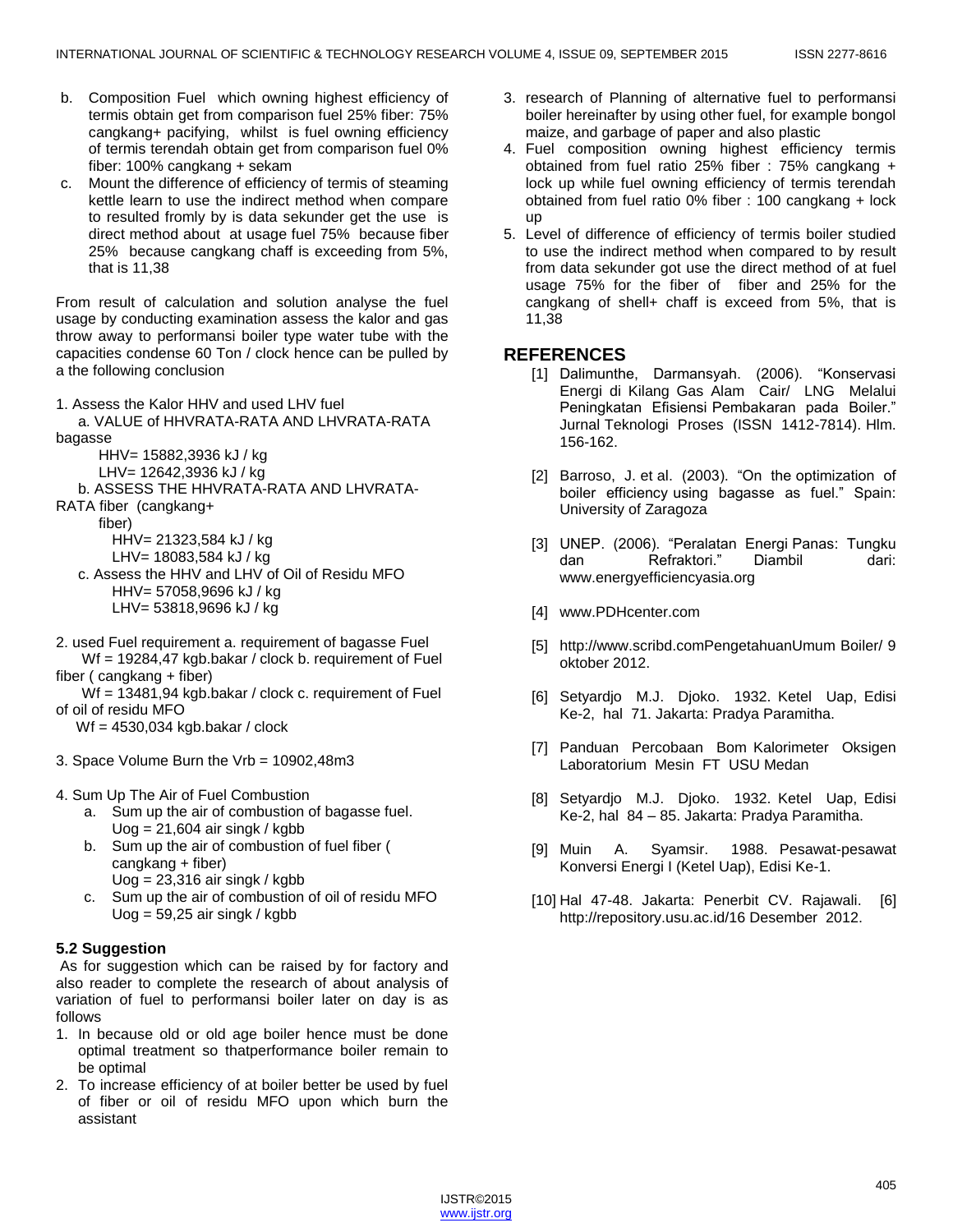b. Composition Fuel which owning highest efficiency of termis obtain get from comparison fuel 25% fiber: 75% cangkang+ pacifying, whilst is fuel owning efficiency of termis terendah obtain get from comparison fuel 0% fiber: 100% cangkang + sekam
c. Mount the difference of efficiency of termis of steaming kettle learn to use the indirect method when compare to resulted fromly by is data sekunder get the use is direct method about at usage fuel 75% because fiber 25% because cangkang chaff is exceeding from 5%, that is 11,38

From result of calculation and solution analyse the fuel usage by conducting examination assess the kalor and gas throw away to performansi boiler type water tube with the capacities condense 60 Ton / clock hence can be pulled by a the following conclusion

1. Assess the Kalor HHV and used LHV fuel
   a. VALUE of HHVRATA-RATA AND LHVRATA-RATA bagasse
      HHV= 15882,3936 kJ / kg
      LHV= 12642,3936 kJ / kg
   b. ASSESS THE HHVRATA-RATA AND LHVRATA-RATA fiber (cangkang+ fiber)
      HHV= 21323,584 kJ / kg
      LHV= 18083,584 kJ / kg
   c. Assess the HHV and LHV of Oil of Residu MFO
      HHV= 57058,9696 kJ / kg
      LHV= 53818,9696 kJ / kg

2. used Fuel requirement a. requirement of bagasse Fuel
   Wf = 19284,47 kgb.bakar / clock b. requirement of Fuel fiber ( cangkang + fiber)
   Wf = 13481,94 kgb.bakar / clock c. requirement of Fuel of oil of residu MFO
   Wf = 4530,034 kgb.bakar / clock

3. Space Volume Burn the Vrb = 10902,48m3

4. Sum Up The Air of Fuel Combustion
   a. Sum up the air of combustion of bagasse fuel.
      Uog = 21,604 air singk / kgbb
   b. Sum up the air of combustion of fuel fiber ( cangkang + fiber)
      Uog = 23,316 air singk / kgbb
   c. Sum up the air of combustion of oil of residu MFO
      Uog = 59,25 air singk / kgbb

### 5.2 Suggestion

As for suggestion which can be raised by for factory and also reader to complete the research of about analysis of variation of fuel to performansi boiler later on day is as follows

1. In because old or old age boiler hence must be done optimal treatment so thatperformance boiler remain to be optimal
2. To increase efficiency of at boiler better be used by fuel of fiber or oil of residu MFO upon which burn the assistant
3. research of Planning of alternative fuel to performansi boiler hereinafter by using other fuel, for example bongol maize, and garbage of paper and also plastic
4. Fuel composition owning highest efficiency termis obtained from fuel ratio 25% fiber : 75% cangkang + lock up while fuel owning efficiency of termis terendah obtained from fuel ratio 0% fiber : 100 cangkang + lock up
5. Level of difference of efficiency of termis boiler studied to use the indirect method when compared to by result from data sekunder got use the direct method of at fuel usage 75% for the fiber of fiber and 25% for the cangkang of shell+ chaff is exceed from 5%, that is 11,38

## REFERENCES

[1] Dalimunthe, Darmansyah. (2006). "Konservasi Energi di Kilang Gas Alam Cair/ LNG Melalui Peningkatan Efisiensi Pembakaran pada Boiler." Jurnal Teknologi Proses (ISSN 1412-7814). Hlm. 156-162.

[2] Barroso, J. et al. (2003). "On the optimization of boiler efficiency using bagasse as fuel." Spain: University of Zaragoza

[3] UNEP. (2006). "Peralatan Energi Panas: Tungku dan Refraktori." Diambil dari: www.energyefficiencyasia.org

[4] www.PDHcenter.com

[5] http://www.scribd.comPengetahuanUmum Boiler/ 9 oktober 2012.

[6] Setyardjo M.J. Djoko. 1932. Ketel Uap, Edisi Ke-2, hal 71. Jakarta: Pradya Paramitha.

[7] Panduan Percobaan Bom Kalorimeter Oksigen Laboratorium Mesin FT USU Medan

[8] Setyardjo M.J. Djoko. 1932. Ketel Uap, Edisi Ke-2, hal 84 – 85. Jakarta: Pradya Paramitha.

[9] Muin A. Syamsir. 1988. Pesawat-pesawat Konversi Energi I (Ketel Uap), Edisi Ke-1.

[10] Hal 47-48. Jakarta: Penerbit CV. Rajawali. [6] http://repository.usu.ac.id/16 Desember 2012.